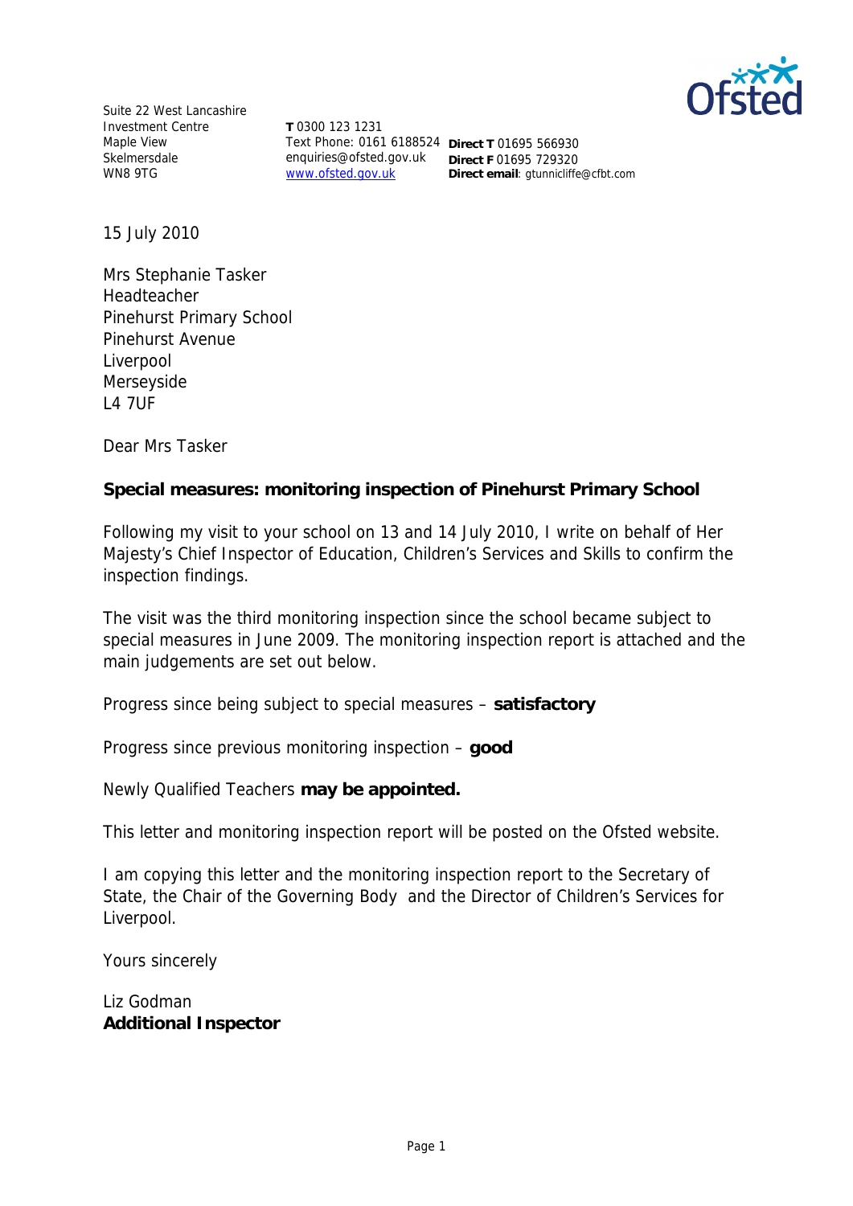Suite 22 West Lancashire Investment Centre
Maple View
Skelmersdale
WN8 9TG

**T** 0300 123 1231
Text Phone: 0161 6188524
enquiries@ofsted.gov.uk
www.ofsted.gov.uk

**Direct T** 01695 566930
**Direct F** 01695 729320
**Direct email**: gtunnicliffe@cfbt.com

15 July 2010

Mrs Stephanie Tasker
Headteacher
Pinehurst Primary School
Pinehurst Avenue
Liverpool
Merseyside
L4 7UF

Dear Mrs Tasker

**Special measures: monitoring inspection of Pinehurst Primary School**

Following my visit to your school on 13 and 14 July 2010, I write on behalf of Her Majesty's Chief Inspector of Education, Children's Services and Skills to confirm the inspection findings.

The visit was the third monitoring inspection since the school became subject to special measures in June 2009. The monitoring inspection report is attached and the main judgements are set out below.

Progress since being subject to special measures – **satisfactory**

Progress since previous monitoring inspection – **good**

Newly Qualified Teachers **may be appointed.**

This letter and monitoring inspection report will be posted on the Ofsted website.

I am copying this letter and the monitoring inspection report to the Secretary of State, the Chair of the Governing Body and the Director of Children's Services for Liverpool.

Yours sincerely

Liz Godman
**Additional Inspector**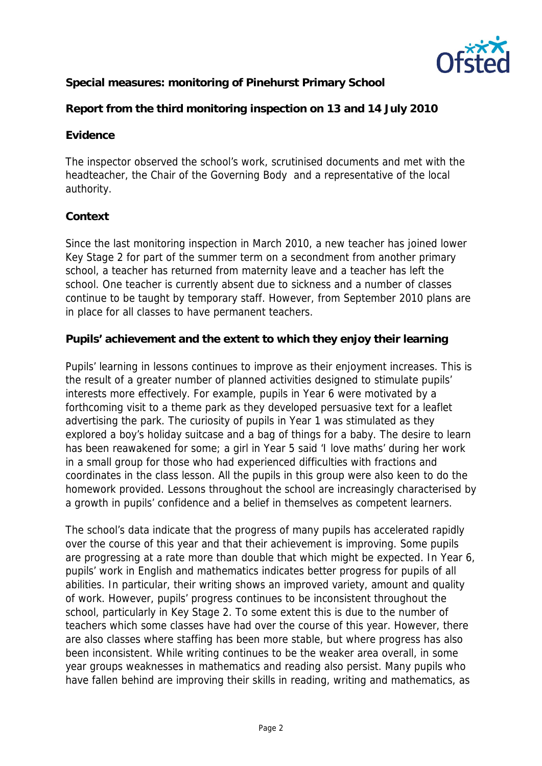**Special measures: monitoring of Pinehurst Primary School**

**Report from the third monitoring inspection on 13 and 14 July 2010**

**Evidence**

The inspector observed the school's work, scrutinised documents and met with the headteacher, the Chair of the Governing Body and a representative of the local authority.

**Context**

Since the last monitoring inspection in March 2010, a new teacher has joined lower Key Stage 2 for part of the summer term on a secondment from another primary school, a teacher has returned from maternity leave and a teacher has left the school. One teacher is currently absent due to sickness and a number of classes continue to be taught by temporary staff. However, from September 2010 plans are in place for all classes to have permanent teachers.

**Pupils' achievement and the extent to which they enjoy their learning**

Pupils' learning in lessons continues to improve as their enjoyment increases. This is the result of a greater number of planned activities designed to stimulate pupils' interests more effectively. For example, pupils in Year 6 were motivated by a forthcoming visit to a theme park as they developed persuasive text for a leaflet advertising the park. The curiosity of pupils in Year 1 was stimulated as they explored a boy's holiday suitcase and a bag of things for a baby. The desire to learn has been reawakened for some; a girl in Year 5 said 'I love maths' during her work in a small group for those who had experienced difficulties with fractions and coordinates in the class lesson. All the pupils in this group were also keen to do the homework provided. Lessons throughout the school are increasingly characterised by a growth in pupils' confidence and a belief in themselves as competent learners.

The school's data indicate that the progress of many pupils has accelerated rapidly over the course of this year and that their achievement is improving. Some pupils are progressing at a rate more than double that which might be expected. In Year 6, pupils' work in English and mathematics indicates better progress for pupils of all abilities. In particular, their writing shows an improved variety, amount and quality of work. However, pupils' progress continues to be inconsistent throughout the school, particularly in Key Stage 2. To some extent this is due to the number of teachers which some classes have had over the course of this year. However, there are also classes where staffing has been more stable, but where progress has also been inconsistent. While writing continues to be the weaker area overall, in some year groups weaknesses in mathematics and reading also persist. Many pupils who have fallen behind are improving their skills in reading, writing and mathematics, as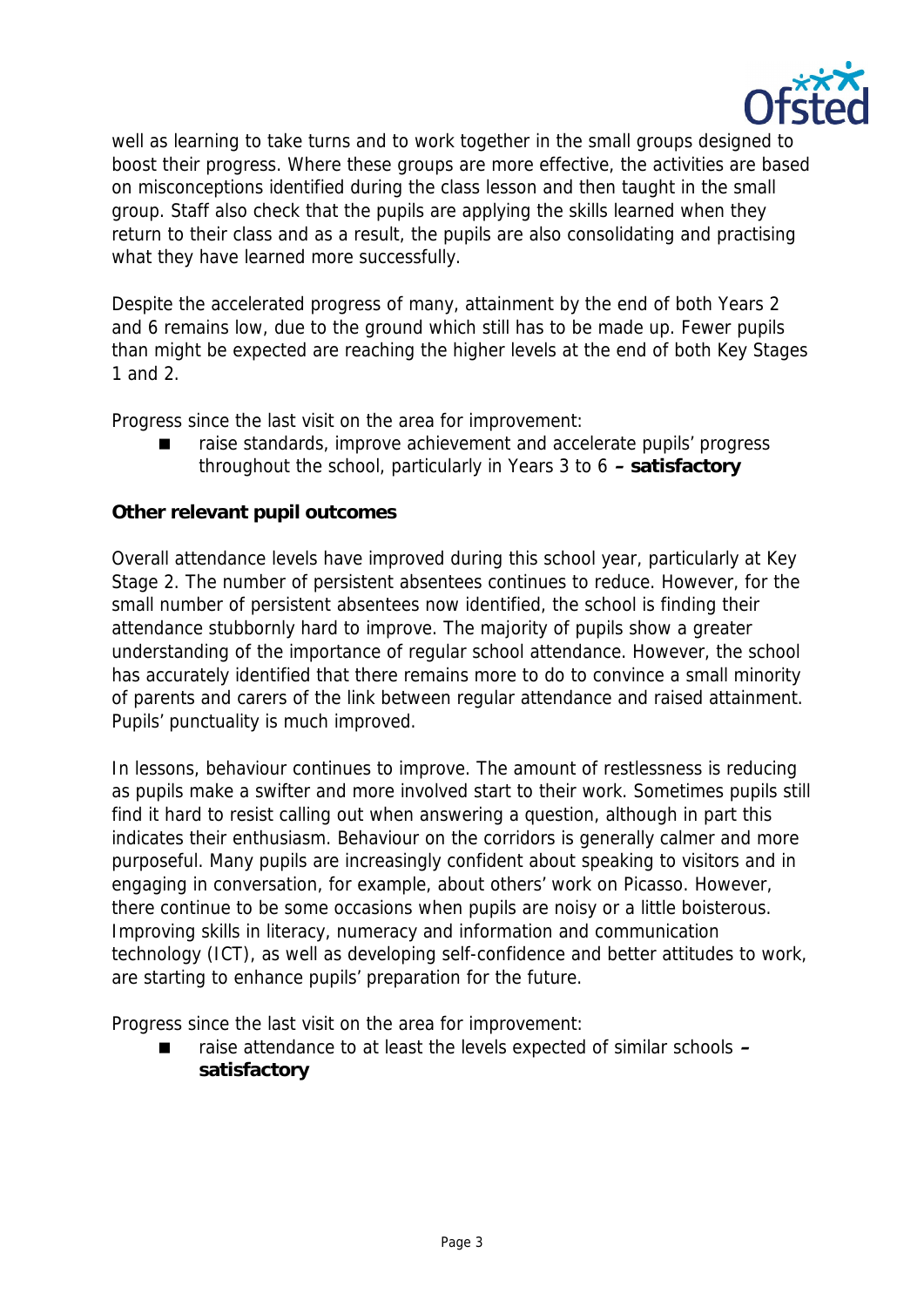well as learning to take turns and to work together in the small groups designed to boost their progress. Where these groups are more effective, the activities are based on misconceptions identified during the class lesson and then taught in the small group. Staff also check that the pupils are applying the skills learned when they return to their class and as a result, the pupils are also consolidating and practising what they have learned more successfully.

Despite the accelerated progress of many, attainment by the end of both Years 2 and 6 remains low, due to the ground which still has to be made up. Fewer pupils than might be expected are reaching the higher levels at the end of both Key Stages 1 and 2.

Progress since the last visit on the area for improvement:

- raise standards, improve achievement and accelerate pupils' progress throughout the school, particularly in Years 3 to 6 **– satisfactory**

**Other relevant pupil outcomes**

Overall attendance levels have improved during this school year, particularly at Key Stage 2. The number of persistent absentees continues to reduce. However, for the small number of persistent absentees now identified, the school is finding their attendance stubbornly hard to improve. The majority of pupils show a greater understanding of the importance of regular school attendance. However, the school has accurately identified that there remains more to do to convince a small minority of parents and carers of the link between regular attendance and raised attainment. Pupils' punctuality is much improved.

In lessons, behaviour continues to improve. The amount of restlessness is reducing as pupils make a swifter and more involved start to their work. Sometimes pupils still find it hard to resist calling out when answering a question, although in part this indicates their enthusiasm. Behaviour on the corridors is generally calmer and more purposeful. Many pupils are increasingly confident about speaking to visitors and in engaging in conversation, for example, about others' work on Picasso. However, there continue to be some occasions when pupils are noisy or a little boisterous. Improving skills in literacy, numeracy and information and communication technology (ICT), as well as developing self-confidence and better attitudes to work, are starting to enhance pupils' preparation for the future.

Progress since the last visit on the area for improvement:

- raise attendance to at least the levels expected of similar schools **– satisfactory**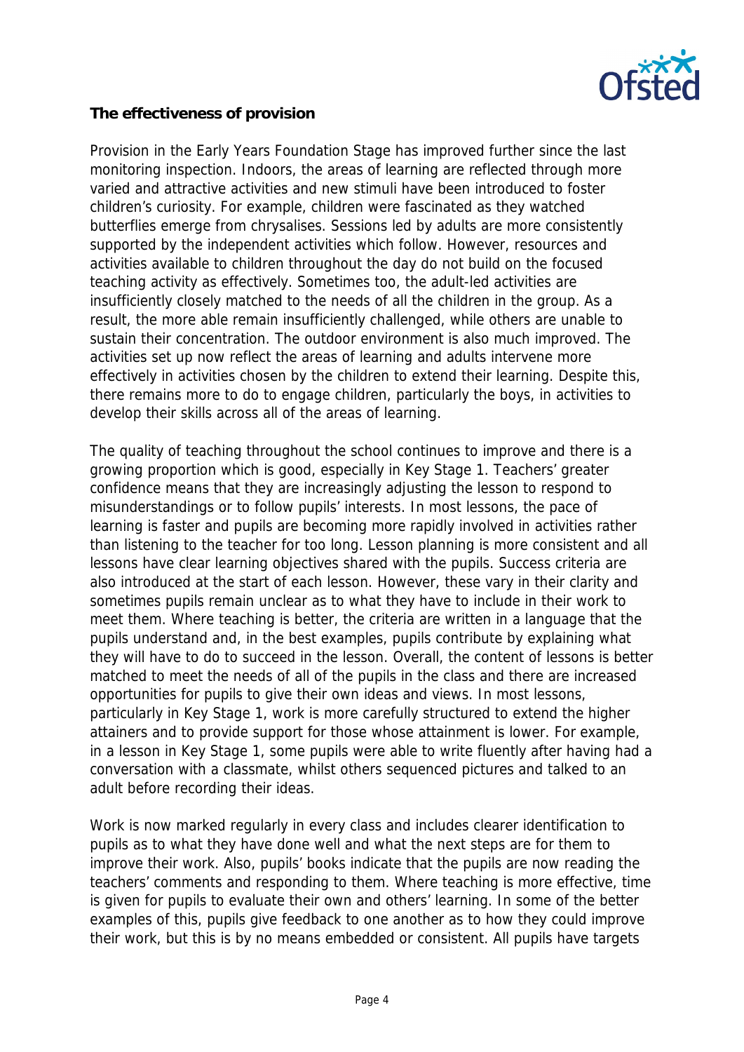**The effectiveness of provision**

Provision in the Early Years Foundation Stage has improved further since the last monitoring inspection. Indoors, the areas of learning are reflected through more varied and attractive activities and new stimuli have been introduced to foster children's curiosity. For example, children were fascinated as they watched butterflies emerge from chrysalises. Sessions led by adults are more consistently supported by the independent activities which follow. However, resources and activities available to children throughout the day do not build on the focused teaching activity as effectively. Sometimes too, the adult-led activities are insufficiently closely matched to the needs of all the children in the group. As a result, the more able remain insufficiently challenged, while others are unable to sustain their concentration. The outdoor environment is also much improved. The activities set up now reflect the areas of learning and adults intervene more effectively in activities chosen by the children to extend their learning. Despite this, there remains more to do to engage children, particularly the boys, in activities to develop their skills across all of the areas of learning.

The quality of teaching throughout the school continues to improve and there is a growing proportion which is good, especially in Key Stage 1. Teachers' greater confidence means that they are increasingly adjusting the lesson to respond to misunderstandings or to follow pupils' interests. In most lessons, the pace of learning is faster and pupils are becoming more rapidly involved in activities rather than listening to the teacher for too long. Lesson planning is more consistent and all lessons have clear learning objectives shared with the pupils. Success criteria are also introduced at the start of each lesson. However, these vary in their clarity and sometimes pupils remain unclear as to what they have to include in their work to meet them. Where teaching is better, the criteria are written in a language that the pupils understand and, in the best examples, pupils contribute by explaining what they will have to do to succeed in the lesson. Overall, the content of lessons is better matched to meet the needs of all of the pupils in the class and there are increased opportunities for pupils to give their own ideas and views. In most lessons, particularly in Key Stage 1, work is more carefully structured to extend the higher attainers and to provide support for those whose attainment is lower. For example, in a lesson in Key Stage 1, some pupils were able to write fluently after having had a conversation with a classmate, whilst others sequenced pictures and talked to an adult before recording their ideas.

Work is now marked regularly in every class and includes clearer identification to pupils as to what they have done well and what the next steps are for them to improve their work. Also, pupils' books indicate that the pupils are now reading the teachers' comments and responding to them. Where teaching is more effective, time is given for pupils to evaluate their own and others' learning. In some of the better examples of this, pupils give feedback to one another as to how they could improve their work, but this is by no means embedded or consistent. All pupils have targets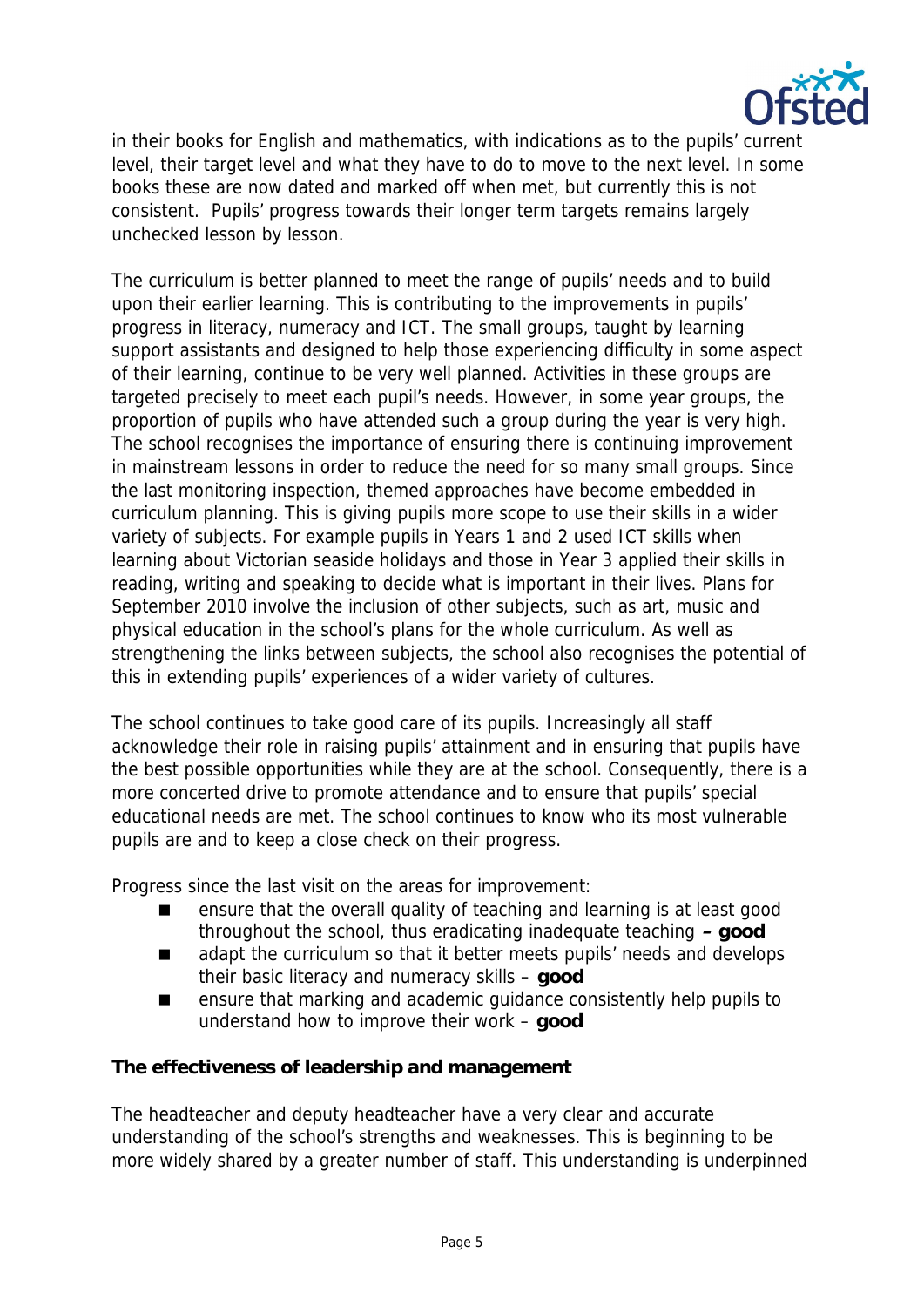in their books for English and mathematics, with indications as to the pupils' current level, their target level and what they have to do to move to the next level. In some books these are now dated and marked off when met, but currently this is not consistent. Pupils' progress towards their longer term targets remains largely unchecked lesson by lesson.

The curriculum is better planned to meet the range of pupils' needs and to build upon their earlier learning. This is contributing to the improvements in pupils' progress in literacy, numeracy and ICT. The small groups, taught by learning support assistants and designed to help those experiencing difficulty in some aspect of their learning, continue to be very well planned. Activities in these groups are targeted precisely to meet each pupil's needs. However, in some year groups, the proportion of pupils who have attended such a group during the year is very high. The school recognises the importance of ensuring there is continuing improvement in mainstream lessons in order to reduce the need for so many small groups. Since the last monitoring inspection, themed approaches have become embedded in curriculum planning. This is giving pupils more scope to use their skills in a wider variety of subjects. For example pupils in Years 1 and 2 used ICT skills when learning about Victorian seaside holidays and those in Year 3 applied their skills in reading, writing and speaking to decide what is important in their lives. Plans for September 2010 involve the inclusion of other subjects, such as art, music and physical education in the school's plans for the whole curriculum. As well as strengthening the links between subjects, the school also recognises the potential of this in extending pupils' experiences of a wider variety of cultures.

The school continues to take good care of its pupils. Increasingly all staff acknowledge their role in raising pupils' attainment and in ensuring that pupils have the best possible opportunities while they are at the school. Consequently, there is a more concerted drive to promote attendance and to ensure that pupils' special educational needs are met. The school continues to know who its most vulnerable pupils are and to keep a close check on their progress.

Progress since the last visit on the areas for improvement:

- ensure that the overall quality of teaching and learning is at least good throughout the school, thus eradicating inadequate teaching **– good**
- adapt the curriculum so that it better meets pupils' needs and develops their basic literacy and numeracy skills – **good**
- ensure that marking and academic guidance consistently help pupils to understand how to improve their work – **good**

**The effectiveness of leadership and management**

The headteacher and deputy headteacher have a very clear and accurate understanding of the school's strengths and weaknesses. This is beginning to be more widely shared by a greater number of staff. This understanding is underpinned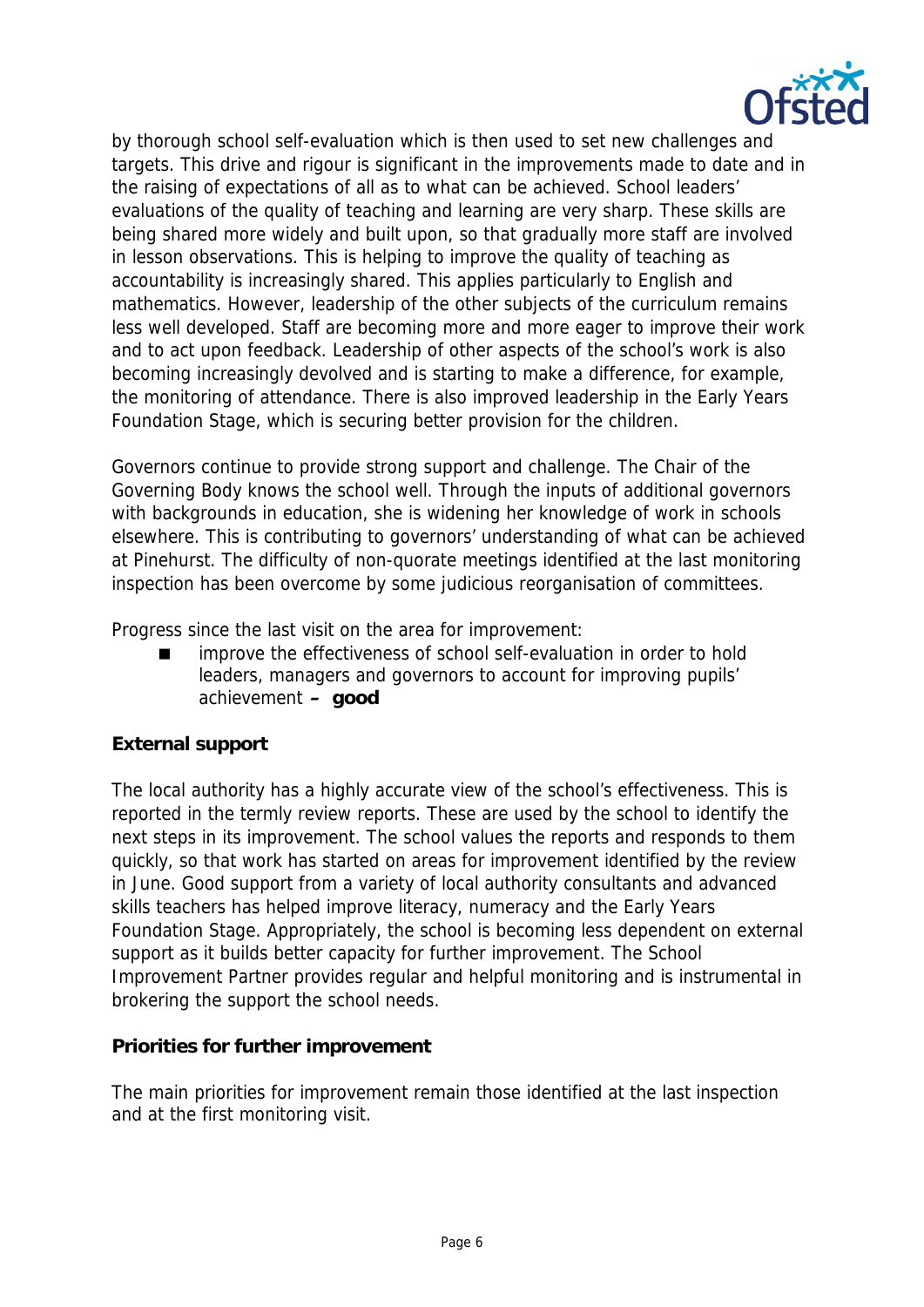by thorough school self-evaluation which is then used to set new challenges and targets. This drive and rigour is significant in the improvements made to date and in the raising of expectations of all as to what can be achieved. School leaders' evaluations of the quality of teaching and learning are very sharp. These skills are being shared more widely and built upon, so that gradually more staff are involved in lesson observations. This is helping to improve the quality of teaching as accountability is increasingly shared. This applies particularly to English and mathematics. However, leadership of the other subjects of the curriculum remains less well developed. Staff are becoming more and more eager to improve their work and to act upon feedback. Leadership of other aspects of the school's work is also becoming increasingly devolved and is starting to make a difference, for example, the monitoring of attendance. There is also improved leadership in the Early Years Foundation Stage, which is securing better provision for the children.

Governors continue to provide strong support and challenge. The Chair of the Governing Body knows the school well. Through the inputs of additional governors with backgrounds in education, she is widening her knowledge of work in schools elsewhere. This is contributing to governors' understanding of what can be achieved at Pinehurst. The difficulty of non-quorate meetings identified at the last monitoring inspection has been overcome by some judicious reorganisation of committees.

Progress since the last visit on the area for improvement:

- improve the effectiveness of school self-evaluation in order to hold leaders, managers and governors to account for improving pupils' achievement **– good**

**External support**

The local authority has a highly accurate view of the school's effectiveness. This is reported in the termly review reports. These are used by the school to identify the next steps in its improvement. The school values the reports and responds to them quickly, so that work has started on areas for improvement identified by the review in June. Good support from a variety of local authority consultants and advanced skills teachers has helped improve literacy, numeracy and the Early Years Foundation Stage. Appropriately, the school is becoming less dependent on external support as it builds better capacity for further improvement. The School Improvement Partner provides regular and helpful monitoring and is instrumental in brokering the support the school needs.

**Priorities for further improvement**

The main priorities for improvement remain those identified at the last inspection and at the first monitoring visit.